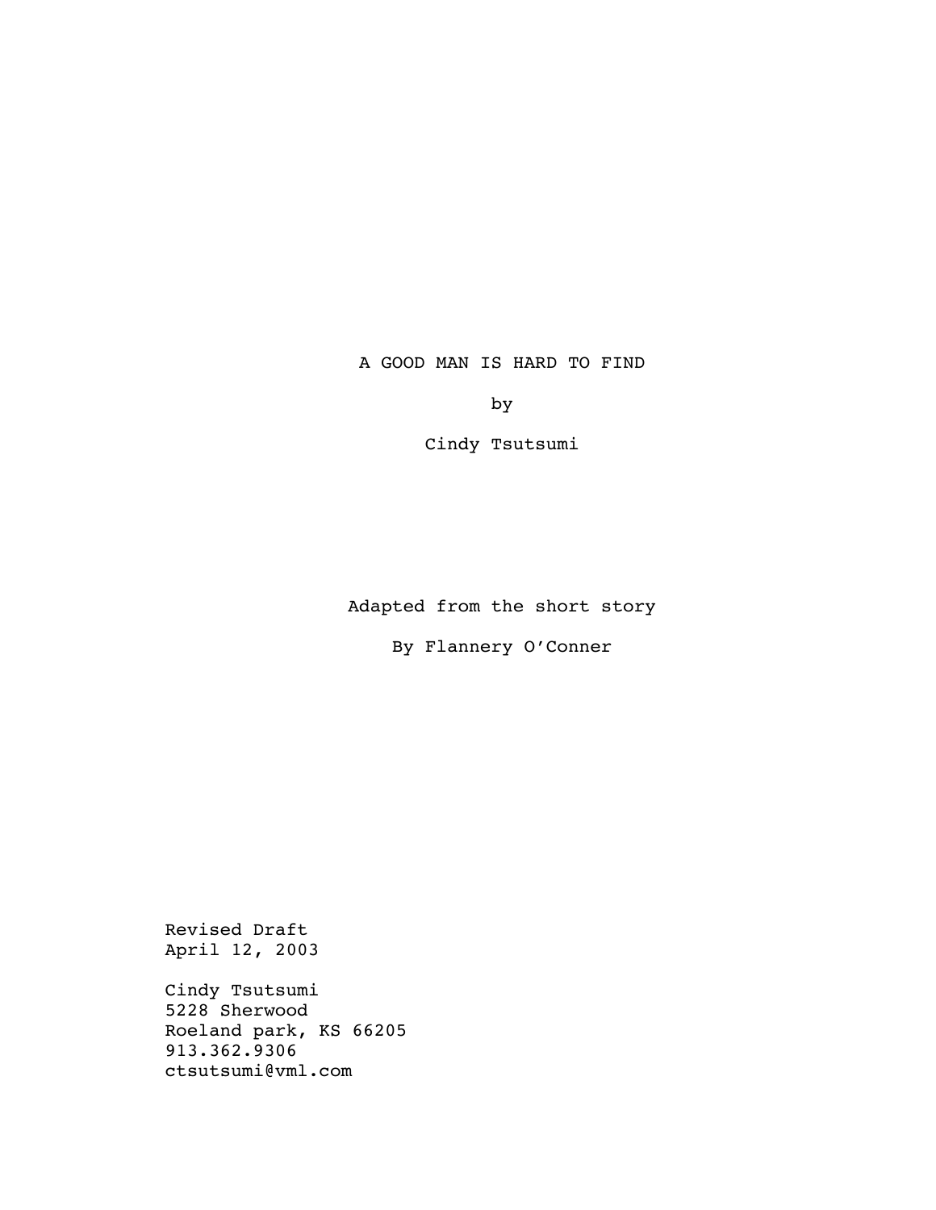# A GOOD MAN IS HARD TO FIND

by

Cindy Tsutsumi

Adapted from the short story

By Flannery O'Conner

Revised Draft
April 12, 2003

Cindy Tsutsumi
5228 Sherwood
Roeland park, KS 66205
913.362.9306
ctsutsumi@vml.com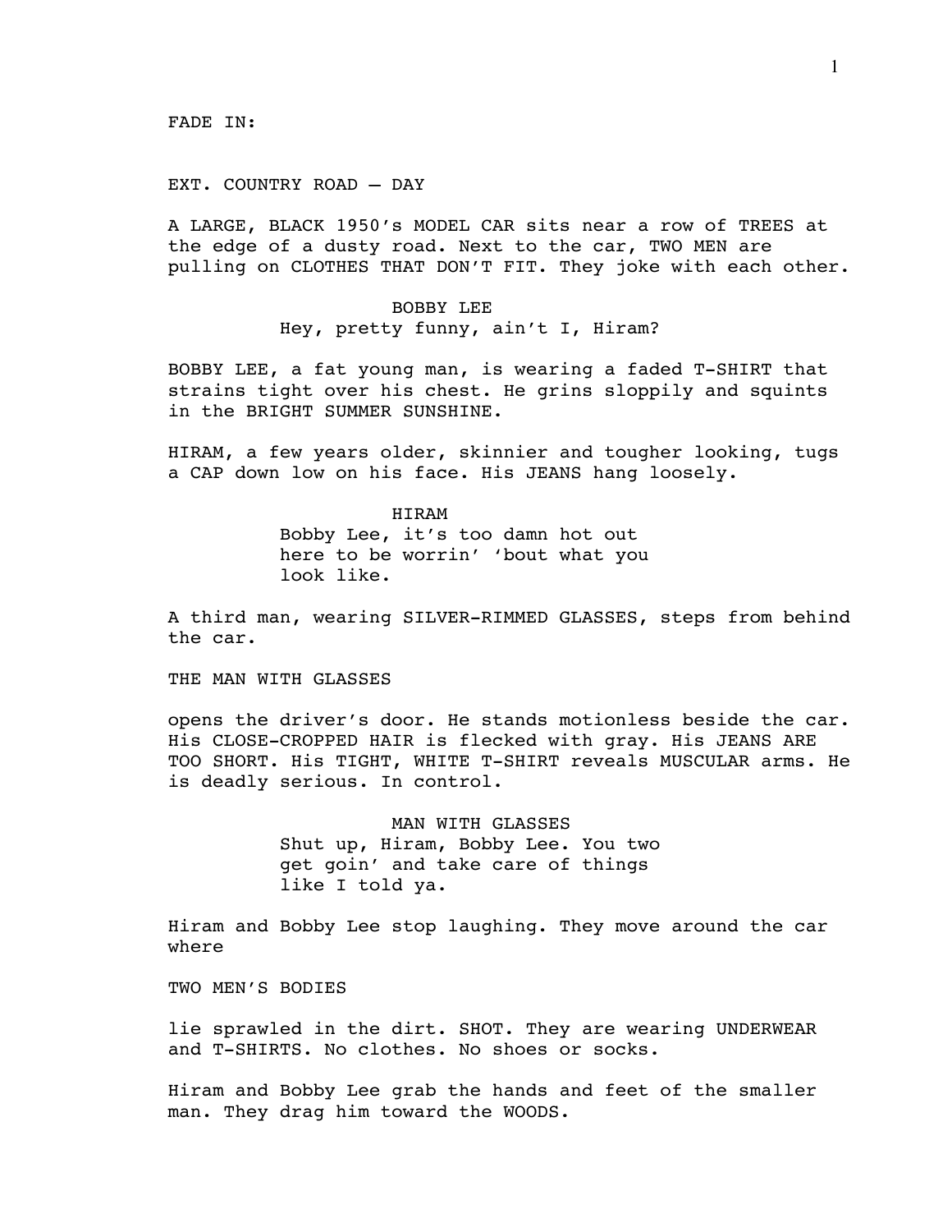FADE IN:

EXT. COUNTRY ROAD – DAY

A LARGE, BLACK 1950's MODEL CAR sits near a row of TREES at the edge of a dusty road. Next to the car, TWO MEN are pulling on CLOTHES THAT DON'T FIT. They joke with each other.

BOBBY LEE

Hey, pretty funny, ain't I, Hiram?

BOBBY LEE, a fat young man, is wearing a faded T-SHIRT that strains tight over his chest. He grins sloppily and squints in the BRIGHT SUMMER SUNSHINE.

HIRAM, a few years older, skinnier and tougher looking, tugs a CAP down low on his face. His JEANS hang loosely.

HIRAM

Bobby Lee, it's too damn hot out here to be worrin' 'bout what you look like.

A third man, wearing SILVER-RIMMED GLASSES, steps from behind the car.

THE MAN WITH GLASSES

opens the driver's door. He stands motionless beside the car. His CLOSE-CROPPED HAIR is flecked with gray. His JEANS ARE TOO SHORT. His TIGHT, WHITE T-SHIRT reveals MUSCULAR arms. He is deadly serious. In control.

MAN WITH GLASSES

Shut up, Hiram, Bobby Lee. You two get goin' and take care of things like I told ya.

Hiram and Bobby Lee stop laughing. They move around the car where

TWO MEN'S BODIES

lie sprawled in the dirt. SHOT. They are wearing UNDERWEAR and T-SHIRTS. No clothes. No shoes or socks.

Hiram and Bobby Lee grab the hands and feet of the smaller man. They drag him toward the WOODS.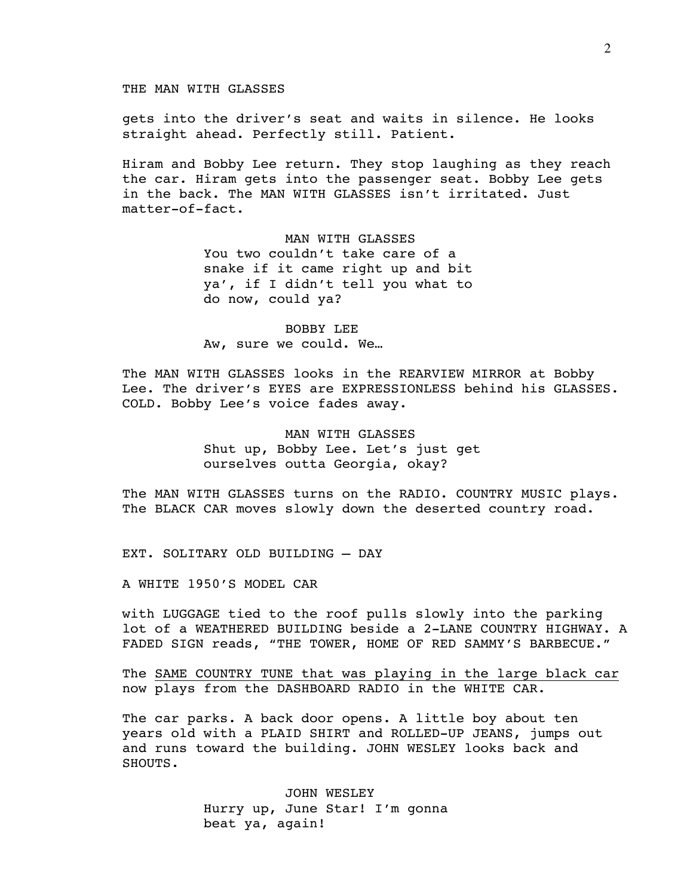THE MAN WITH GLASSES

gets into the driver's seat and waits in silence. He looks straight ahead. Perfectly still. Patient.

Hiram and Bobby Lee return. They stop laughing as they reach the car. Hiram gets into the passenger seat. Bobby Lee gets in the back. The MAN WITH GLASSES isn't irritated. Just matter-of-fact.

MAN WITH GLASSES
You two couldn't take care of a snake if it came right up and bit ya', if I didn't tell you what to do now, could ya?

BOBBY LEE
Aw, sure we could. We…

The MAN WITH GLASSES looks in the REARVIEW MIRROR at Bobby Lee. The driver's EYES are EXPRESSIONLESS behind his GLASSES. COLD. Bobby Lee's voice fades away.

MAN WITH GLASSES
Shut up, Bobby Lee. Let's just get ourselves outta Georgia, okay?

The MAN WITH GLASSES turns on the RADIO. COUNTRY MUSIC plays. The BLACK CAR moves slowly down the deserted country road.

EXT. SOLITARY OLD BUILDING – DAY

A WHITE 1950'S MODEL CAR

with LUGGAGE tied to the roof pulls slowly into the parking lot of a WEATHERED BUILDING beside a 2-LANE COUNTRY HIGHWAY. A FADED SIGN reads, "THE TOWER, HOME OF RED SAMMY'S BARBECUE."

The <u>SAME COUNTRY TUNE that was playing in the large black car</u> now plays from the DASHBOARD RADIO in the WHITE CAR.

The car parks. A back door opens. A little boy about ten years old with a PLAID SHIRT and ROLLED-UP JEANS, jumps out and runs toward the building. JOHN WESLEY looks back and SHOUTS.

JOHN WESLEY
Hurry up, June Star! I'm gonna beat ya, again!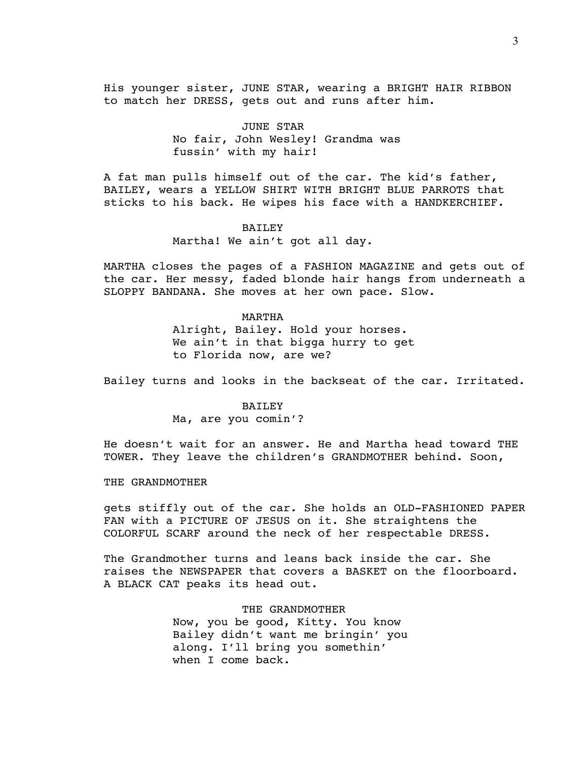His younger sister, JUNE STAR, wearing a BRIGHT HAIR RIBBON to match her DRESS, gets out and runs after him.

JUNE STAR
No fair, John Wesley! Grandma was fussin' with my hair!

A fat man pulls himself out of the car. The kid's father, BAILEY, wears a YELLOW SHIRT WITH BRIGHT BLUE PARROTS that sticks to his back. He wipes his face with a HANDKERCHIEF.

BAILEY
Martha! We ain't got all day.

MARTHA closes the pages of a FASHION MAGAZINE and gets out of the car. Her messy, faded blonde hair hangs from underneath a SLOPPY BANDANA. She moves at her own pace. Slow.

MARTHA
Alright, Bailey. Hold your horses. We ain't in that bigga hurry to get to Florida now, are we?

Bailey turns and looks in the backseat of the car. Irritated.

BAILEY
Ma, are you comin'?

He doesn't wait for an answer. He and Martha head toward THE TOWER. They leave the children's GRANDMOTHER behind. Soon,

THE GRANDMOTHER

gets stiffly out of the car. She holds an OLD-FASHIONED PAPER FAN with a PICTURE OF JESUS on it. She straightens the COLORFUL SCARF around the neck of her respectable DRESS.

The Grandmother turns and leans back inside the car. She raises the NEWSPAPER that covers a BASKET on the floorboard. A BLACK CAT peaks its head out.

THE GRANDMOTHER
Now, you be good, Kitty. You know Bailey didn't want me bringin' you along. I'll bring you somethin' when I come back.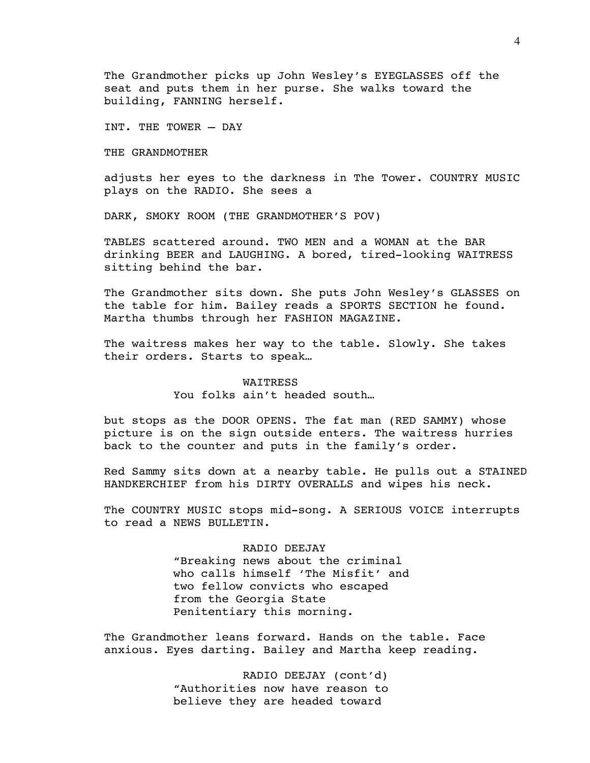The Grandmother picks up John Wesley's EYEGLASSES off the seat and puts them in her purse. She walks toward the building, FANNING herself.

INT. THE TOWER – DAY

THE GRANDMOTHER

adjusts her eyes to the darkness in The Tower. COUNTRY MUSIC plays on the RADIO. She sees a

DARK, SMOKY ROOM (THE GRANDMOTHER'S POV)

TABLES scattered around. TWO MEN and a WOMAN at the BAR drinking BEER and LAUGHING. A bored, tired-looking WAITRESS sitting behind the bar.

The Grandmother sits down. She puts John Wesley's GLASSES on the table for him. Bailey reads a SPORTS SECTION he found. Martha thumbs through her FASHION MAGAZINE.

The waitress makes her way to the table. Slowly. She takes their orders. Starts to speak…

WAITRESS
You folks ain't headed south…

but stops as the DOOR OPENS. The fat man (RED SAMMY) whose picture is on the sign outside enters. The waitress hurries back to the counter and puts in the family's order.

Red Sammy sits down at a nearby table. He pulls out a STAINED HANDKERCHIEF from his DIRTY OVERALLS and wipes his neck.

The COUNTRY MUSIC stops mid-song. A SERIOUS VOICE interrupts to read a NEWS BULLETIN.

RADIO DEEJAY
"Breaking news about the criminal who calls himself 'The Misfit' and two fellow convicts who escaped from the Georgia State Penitentiary this morning.

The Grandmother leans forward. Hands on the table. Face anxious. Eyes darting. Bailey and Martha keep reading.

RADIO DEEJAY (cont'd)
"Authorities now have reason to believe they are headed toward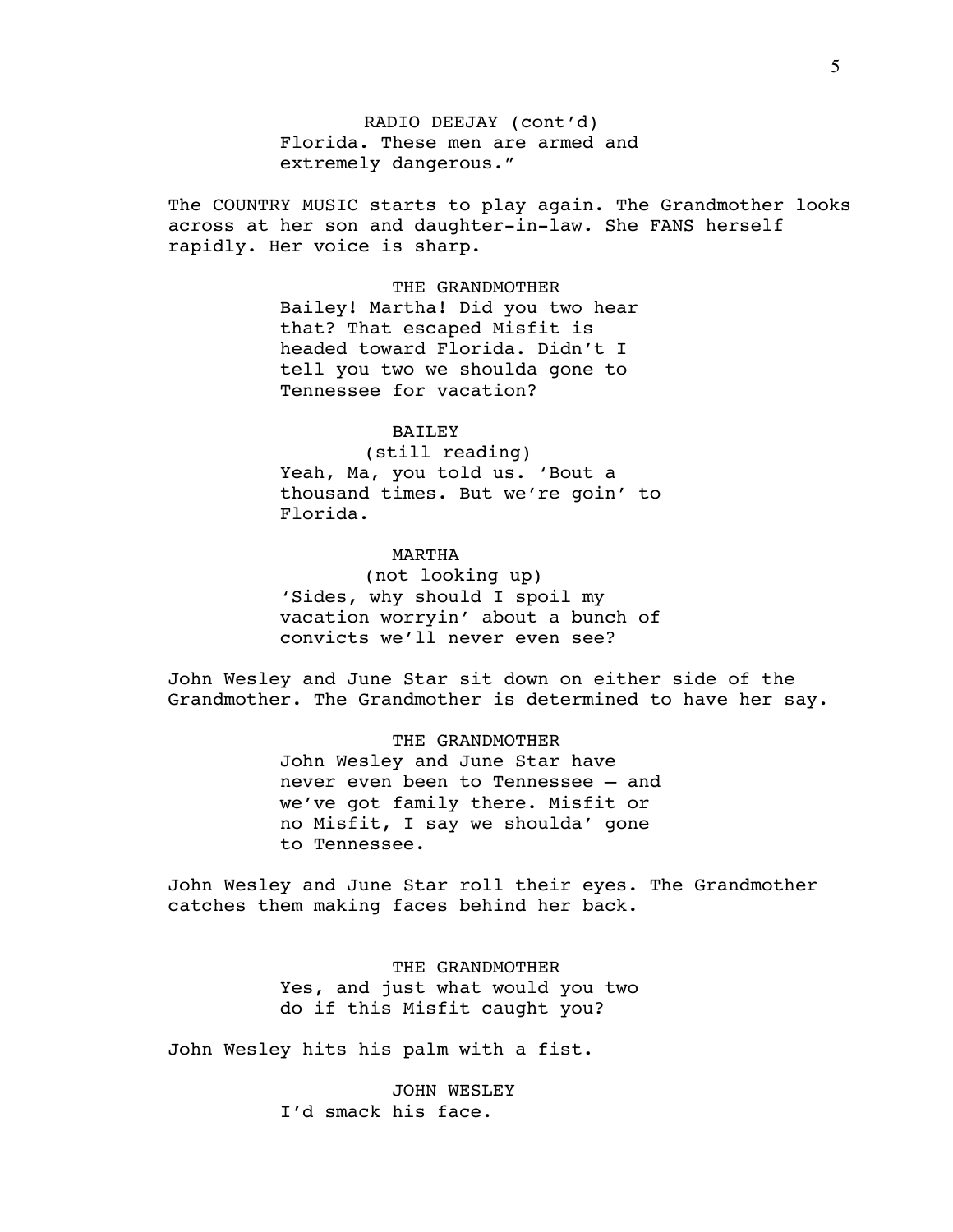RADIO DEEJAY (cont'd)
Florida. These men are armed and extremely dangerous."

The COUNTRY MUSIC starts to play again. The Grandmother looks across at her son and daughter-in-law. She FANS herself rapidly. Her voice is sharp.

THE GRANDMOTHER
Bailey! Martha! Did you two hear that? That escaped Misfit is headed toward Florida. Didn't I tell you two we shoulda gone to Tennessee for vacation?

BAILEY
(still reading)
Yeah, Ma, you told us. 'Bout a thousand times. But we're goin' to Florida.

MARTHA
(not looking up)
'Sides, why should I spoil my vacation worryin' about a bunch of convicts we'll never even see?

John Wesley and June Star sit down on either side of the Grandmother. The Grandmother is determined to have her say.

THE GRANDMOTHER
John Wesley and June Star have never even been to Tennessee – and we've got family there. Misfit or no Misfit, I say we shoulda' gone to Tennessee.

John Wesley and June Star roll their eyes. The Grandmother catches them making faces behind her back.

THE GRANDMOTHER
Yes, and just what would you two do if this Misfit caught you?

John Wesley hits his palm with a fist.

JOHN WESLEY
I'd smack his face.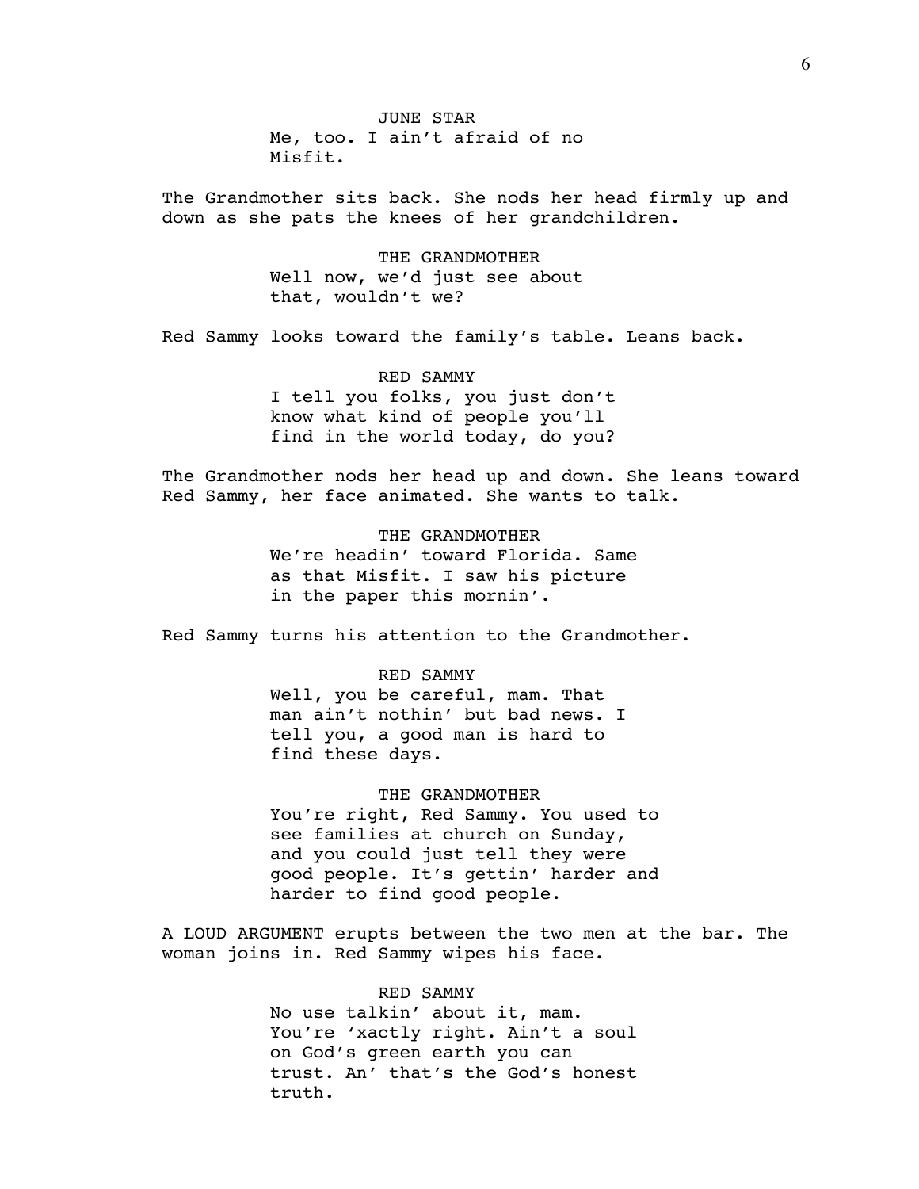JUNE STAR

Me, too. I ain't afraid of no Misfit.

The Grandmother sits back. She nods her head firmly up and down as she pats the knees of her grandchildren.

THE GRANDMOTHER

Well now, we'd just see about that, wouldn't we?

Red Sammy looks toward the family's table. Leans back.

RED SAMMY

I tell you folks, you just don't know what kind of people you'll find in the world today, do you?

The Grandmother nods her head up and down. She leans toward Red Sammy, her face animated. She wants to talk.

THE GRANDMOTHER

We're headin' toward Florida. Same as that Misfit. I saw his picture in the paper this mornin'.

Red Sammy turns his attention to the Grandmother.

RED SAMMY

Well, you be careful, mam. That man ain't nothin' but bad news. I tell you, a good man is hard to find these days.

THE GRANDMOTHER

You're right, Red Sammy. You used to see families at church on Sunday, and you could just tell they were good people. It's gettin' harder and harder to find good people.

A LOUD ARGUMENT erupts between the two men at the bar. The woman joins in. Red Sammy wipes his face.

RED SAMMY

No use talkin' about it, mam. You're 'xactly right. Ain't a soul on God's green earth you can trust. An' that's the God's honest truth.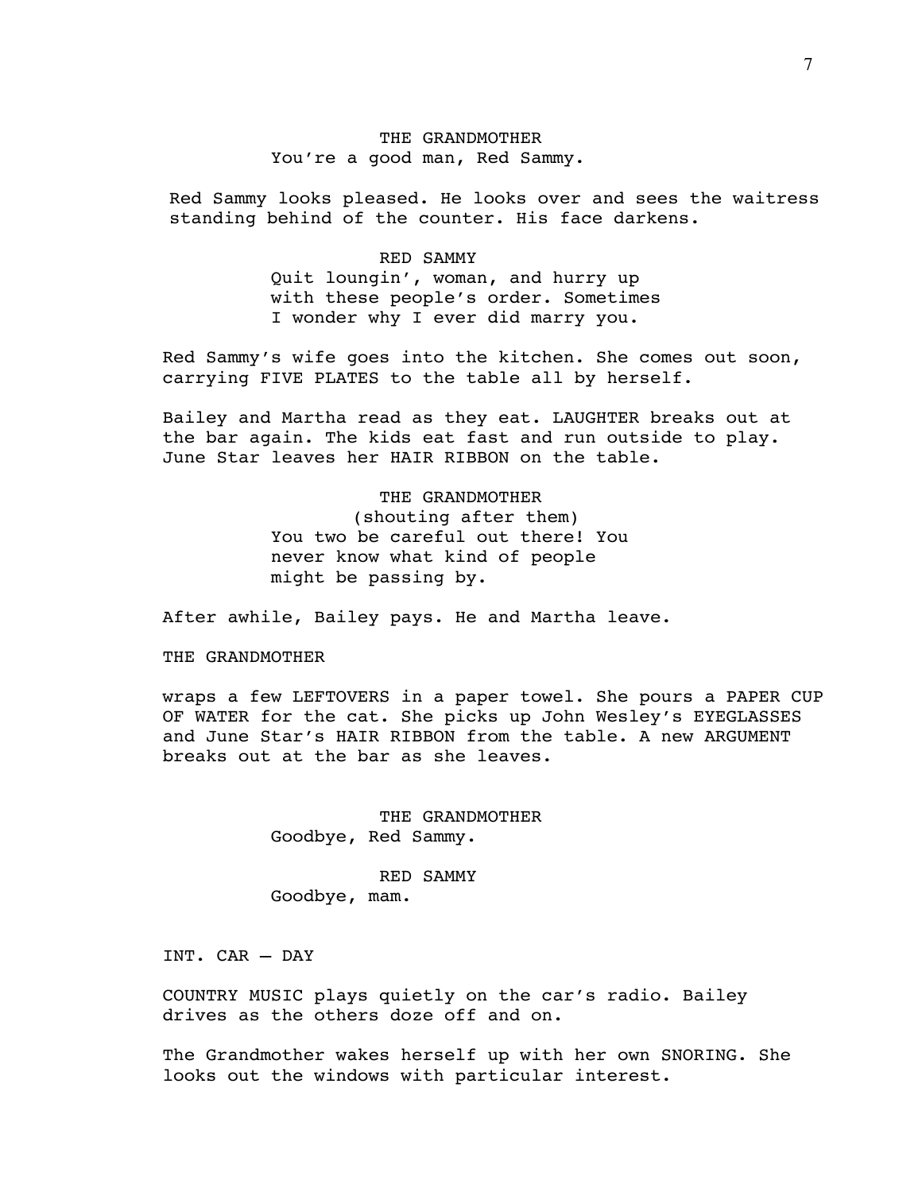THE GRANDMOTHER
You're a good man, Red Sammy.

Red Sammy looks pleased. He looks over and sees the waitress standing behind of the counter. His face darkens.

RED SAMMY
Quit loungin', woman, and hurry up with these people's order. Sometimes I wonder why I ever did marry you.

Red Sammy's wife goes into the kitchen. She comes out soon, carrying FIVE PLATES to the table all by herself.

Bailey and Martha read as they eat. LAUGHTER breaks out at the bar again. The kids eat fast and run outside to play. June Star leaves her HAIR RIBBON on the table.

THE GRANDMOTHER
(shouting after them)
You two be careful out there! You never know what kind of people might be passing by.

After awhile, Bailey pays. He and Martha leave.

THE GRANDMOTHER

wraps a few LEFTOVERS in a paper towel. She pours a PAPER CUP OF WATER for the cat. She picks up John Wesley's EYEGLASSES and June Star's HAIR RIBBON from the table. A new ARGUMENT breaks out at the bar as she leaves.

THE GRANDMOTHER
Goodbye, Red Sammy.

RED SAMMY
Goodbye, mam.

INT. CAR – DAY

COUNTRY MUSIC plays quietly on the car's radio. Bailey drives as the others doze off and on.

The Grandmother wakes herself up with her own SNORING. She looks out the windows with particular interest.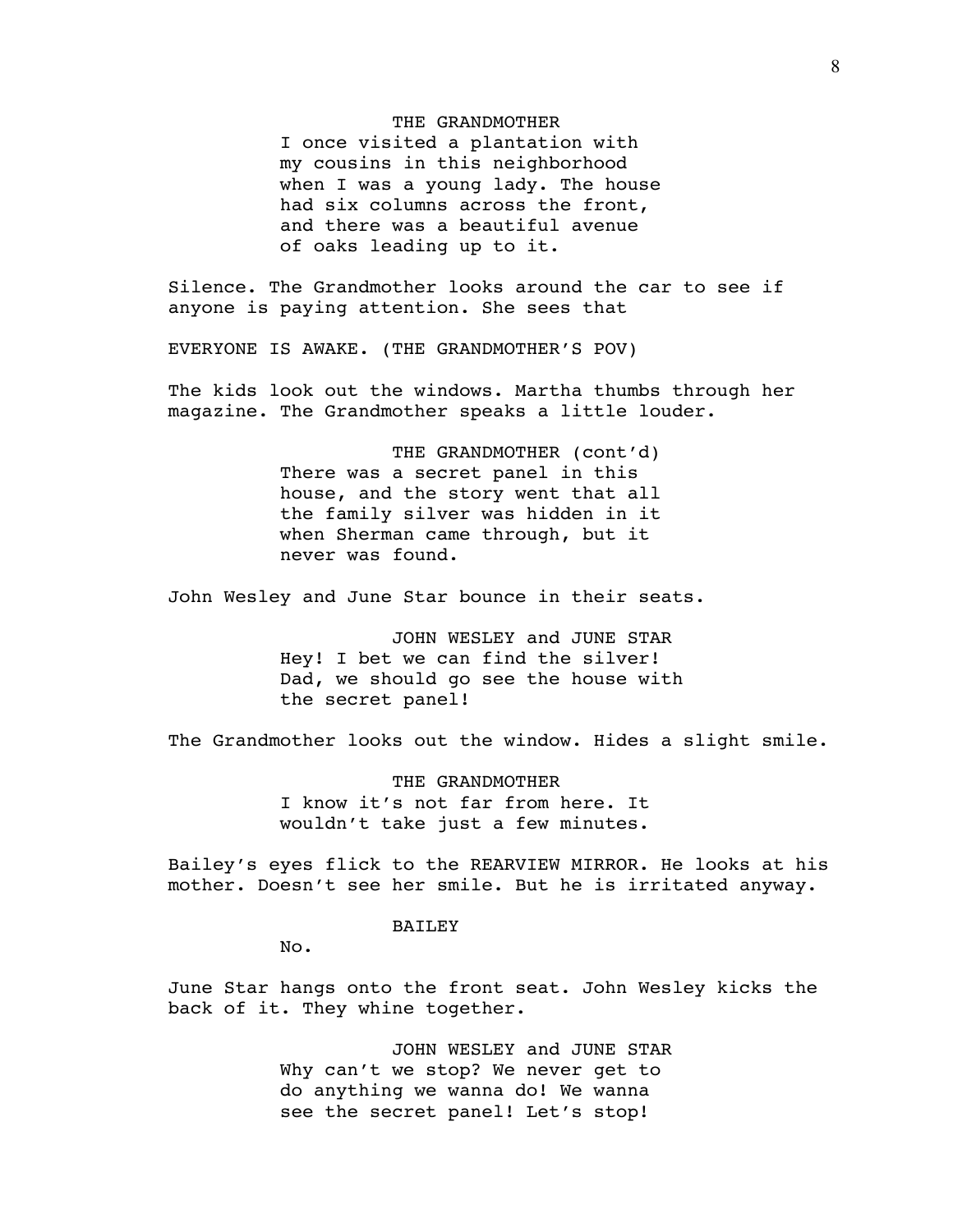THE GRANDMOTHER

I once visited a plantation with my cousins in this neighborhood when I was a young lady. The house had six columns across the front, and there was a beautiful avenue of oaks leading up to it.

Silence. The Grandmother looks around the car to see if anyone is paying attention. She sees that

EVERYONE IS AWAKE. (THE GRANDMOTHER'S POV)

The kids look out the windows. Martha thumbs through her magazine. The Grandmother speaks a little louder.

THE GRANDMOTHER (cont'd)

There was a secret panel in this house, and the story went that all the family silver was hidden in it when Sherman came through, but it never was found.

John Wesley and June Star bounce in their seats.

JOHN WESLEY and JUNE STAR

Hey! I bet we can find the silver! Dad, we should go see the house with the secret panel!

The Grandmother looks out the window. Hides a slight smile.

THE GRANDMOTHER

I know it's not far from here. It wouldn't take just a few minutes.

Bailey's eyes flick to the REARVIEW MIRROR. He looks at his mother. Doesn't see her smile. But he is irritated anyway.

BAILEY

No.

June Star hangs onto the front seat. John Wesley kicks the back of it. They whine together.

JOHN WESLEY and JUNE STAR

Why can't we stop? We never get to do anything we wanna do! We wanna see the secret panel! Let's stop!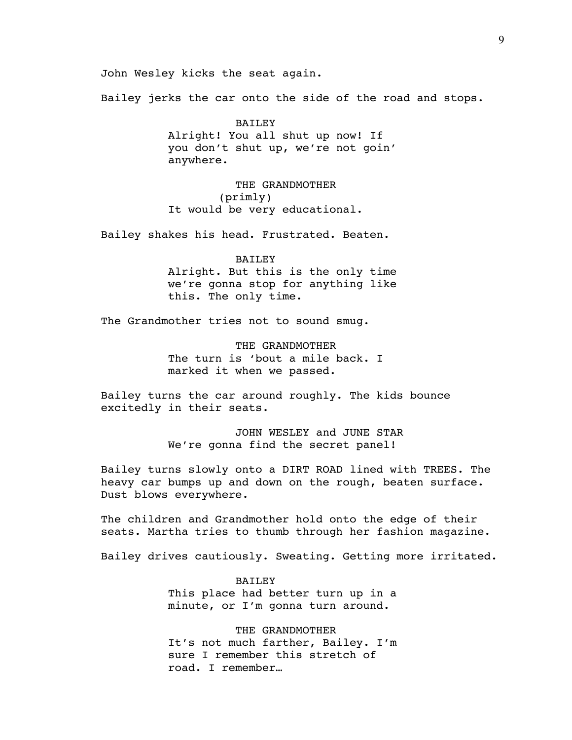John Wesley kicks the seat again.

Bailey jerks the car onto the side of the road and stops.

BAILEY
Alright! You all shut up now! If you don't shut up, we're not goin' anywhere.

THE GRANDMOTHER
(primly)
It would be very educational.

Bailey shakes his head. Frustrated. Beaten.

BAILEY
Alright. But this is the only time we're gonna stop for anything like this. The only time.

The Grandmother tries not to sound smug.

THE GRANDMOTHER
The turn is 'bout a mile back. I marked it when we passed.

Bailey turns the car around roughly. The kids bounce excitedly in their seats.

JOHN WESLEY and JUNE STAR
We're gonna find the secret panel!

Bailey turns slowly onto a DIRT ROAD lined with TREES. The heavy car bumps up and down on the rough, beaten surface. Dust blows everywhere.

The children and Grandmother hold onto the edge of their seats. Martha tries to thumb through her fashion magazine.

Bailey drives cautiously. Sweating. Getting more irritated.

BAILEY
This place had better turn up in a minute, or I'm gonna turn around.

THE GRANDMOTHER
It's not much farther, Bailey. I'm sure I remember this stretch of road. I remember…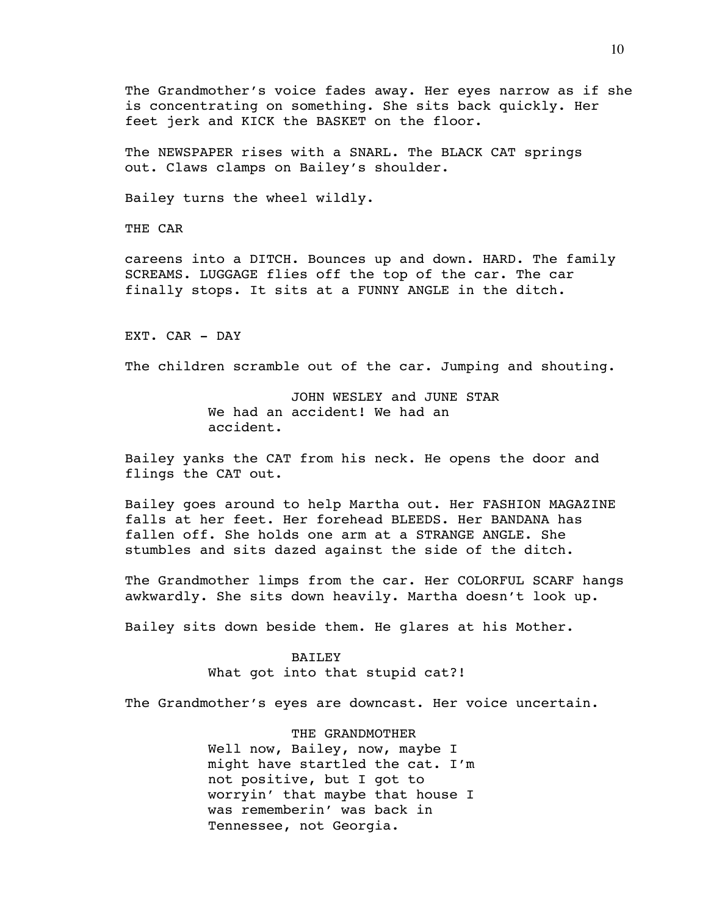The Grandmother's voice fades away. Her eyes narrow as if she is concentrating on something. She sits back quickly. Her feet jerk and KICK the BASKET on the floor.

The NEWSPAPER rises with a SNARL. The BLACK CAT springs out. Claws clamps on Bailey's shoulder.

Bailey turns the wheel wildly.

THE CAR

careens into a DITCH. Bounces up and down. HARD. The family SCREAMS. LUGGAGE flies off the top of the car. The car finally stops. It sits at a FUNNY ANGLE in the ditch.

EXT. CAR - DAY

The children scramble out of the car. Jumping and shouting.

JOHN WESLEY and JUNE STAR
We had an accident! We had an accident.

Bailey yanks the CAT from his neck. He opens the door and flings the CAT out.

Bailey goes around to help Martha out. Her FASHION MAGAZINE falls at her feet. Her forehead BLEEDS. Her BANDANA has fallen off. She holds one arm at a STRANGE ANGLE. She stumbles and sits dazed against the side of the ditch.

The Grandmother limps from the car. Her COLORFUL SCARF hangs awkwardly. She sits down heavily. Martha doesn't look up.

Bailey sits down beside them. He glares at his Mother.

BAILEY
What got into that stupid cat?!

The Grandmother's eyes are downcast. Her voice uncertain.

THE GRANDMOTHER
Well now, Bailey, now, maybe I might have startled the cat. I'm not positive, but I got to worryin' that maybe that house I was rememberin' was back in Tennessee, not Georgia.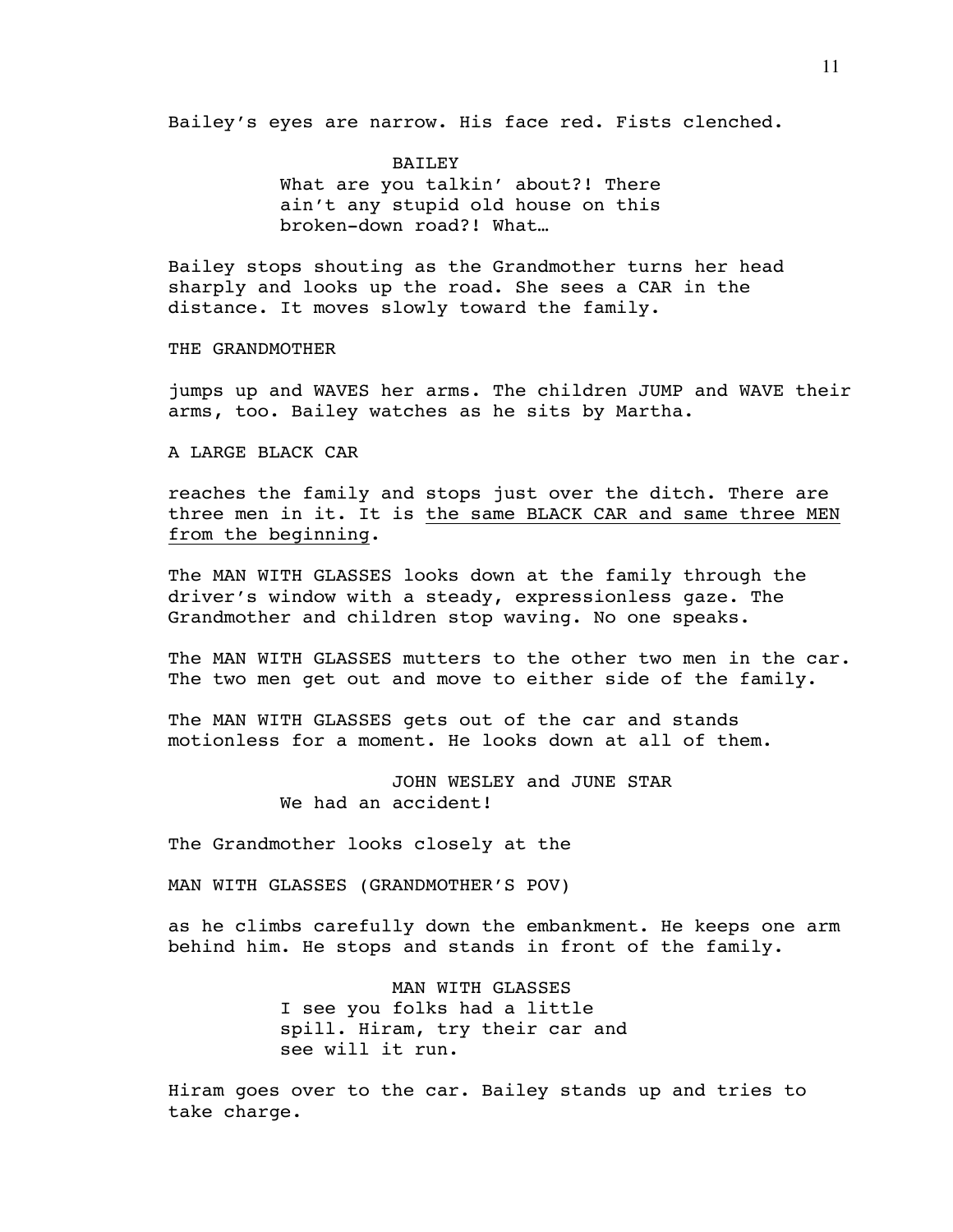Bailey's eyes are narrow. His face red. Fists clenched.

BAILEY
What are you talkin' about?! There ain't any stupid old house on this broken-down road?! What…

Bailey stops shouting as the Grandmother turns her head sharply and looks up the road. She sees a CAR in the distance. It moves slowly toward the family.

THE GRANDMOTHER

jumps up and WAVES her arms. The children JUMP and WAVE their arms, too. Bailey watches as he sits by Martha.

A LARGE BLACK CAR

reaches the family and stops just over the ditch. There are three men in it. It is <u>the same BLACK CAR and same three MEN from the beginning</u>.

The MAN WITH GLASSES looks down at the family through the driver's window with a steady, expressionless gaze. The Grandmother and children stop waving. No one speaks.

The MAN WITH GLASSES mutters to the other two men in the car. The two men get out and move to either side of the family.

The MAN WITH GLASSES gets out of the car and stands motionless for a moment. He looks down at all of them.

JOHN WESLEY and JUNE STAR
We had an accident!

The Grandmother looks closely at the

MAN WITH GLASSES (GRANDMOTHER'S POV)

as he climbs carefully down the embankment. He keeps one arm behind him. He stops and stands in front of the family.

MAN WITH GLASSES
I see you folks had a little spill. Hiram, try their car and see will it run.

Hiram goes over to the car. Bailey stands up and tries to take charge.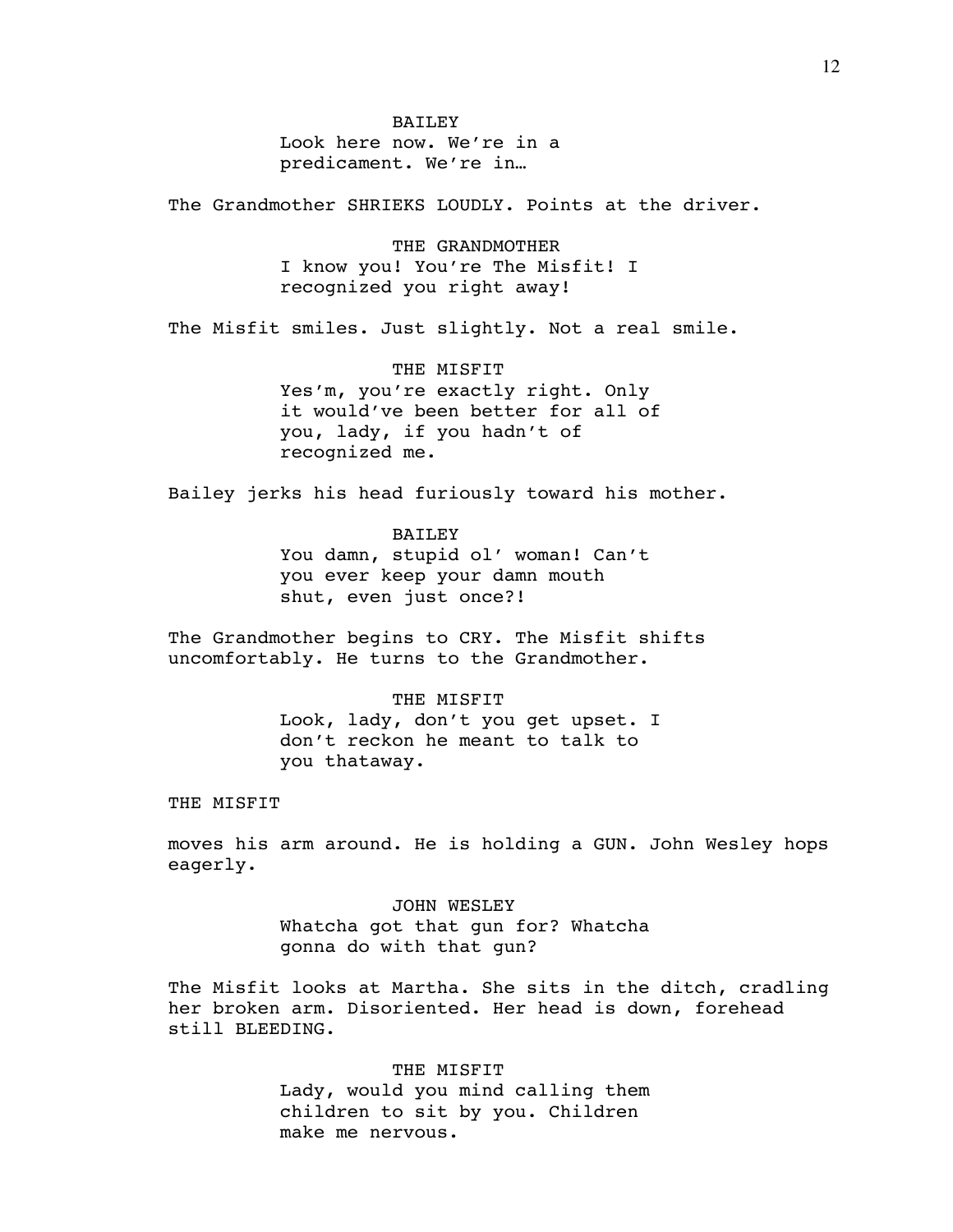BAILEY

Look here now. We're in a predicament. We're in…

The Grandmother SHRIEKS LOUDLY. Points at the driver.

THE GRANDMOTHER

I know you! You're The Misfit! I recognized you right away!

The Misfit smiles. Just slightly. Not a real smile.

THE MISFIT

Yes'm, you're exactly right. Only it would've been better for all of you, lady, if you hadn't of recognized me.

Bailey jerks his head furiously toward his mother.

BAILEY

You damn, stupid ol' woman! Can't you ever keep your damn mouth shut, even just once?!

The Grandmother begins to CRY. The Misfit shifts uncomfortably. He turns to the Grandmother.

THE MISFIT

Look, lady, don't you get upset. I don't reckon he meant to talk to you thataway.

THE MISFIT

moves his arm around. He is holding a GUN. John Wesley hops eagerly.

JOHN WESLEY

Whatcha got that gun for? Whatcha gonna do with that gun?

The Misfit looks at Martha. She sits in the ditch, cradling her broken arm. Disoriented. Her head is down, forehead still BLEEDING.

THE MISFIT

Lady, would you mind calling them children to sit by you. Children make me nervous.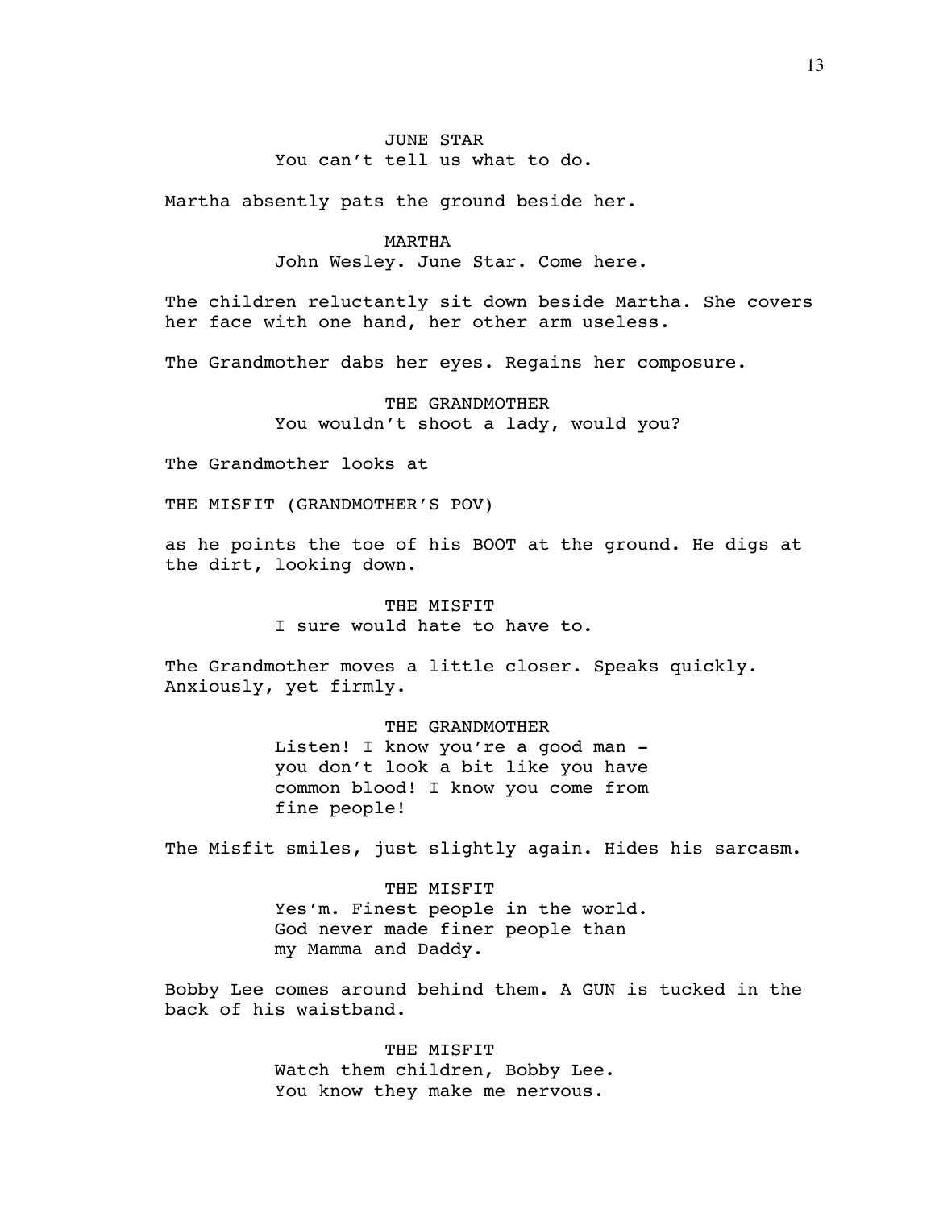JUNE STAR
You can't tell us what to do.

Martha absently pats the ground beside her.

MARTHA
John Wesley. June Star. Come here.

The children reluctantly sit down beside Martha. She covers her face with one hand, her other arm useless.

The Grandmother dabs her eyes. Regains her composure.

THE GRANDMOTHER
You wouldn't shoot a lady, would you?

The Grandmother looks at

THE MISFIT (GRANDMOTHER'S POV)

as he points the toe of his BOOT at the ground. He digs at the dirt, looking down.

THE MISFIT
I sure would hate to have to.

The Grandmother moves a little closer. Speaks quickly. Anxiously, yet firmly.

THE GRANDMOTHER
Listen! I know you're a good man - you don't look a bit like you have common blood! I know you come from fine people!

The Misfit smiles, just slightly again. Hides his sarcasm.

THE MISFIT
Yes'm. Finest people in the world. God never made finer people than my Mamma and Daddy.

Bobby Lee comes around behind them. A GUN is tucked in the back of his waistband.

THE MISFIT
Watch them children, Bobby Lee. You know they make me nervous.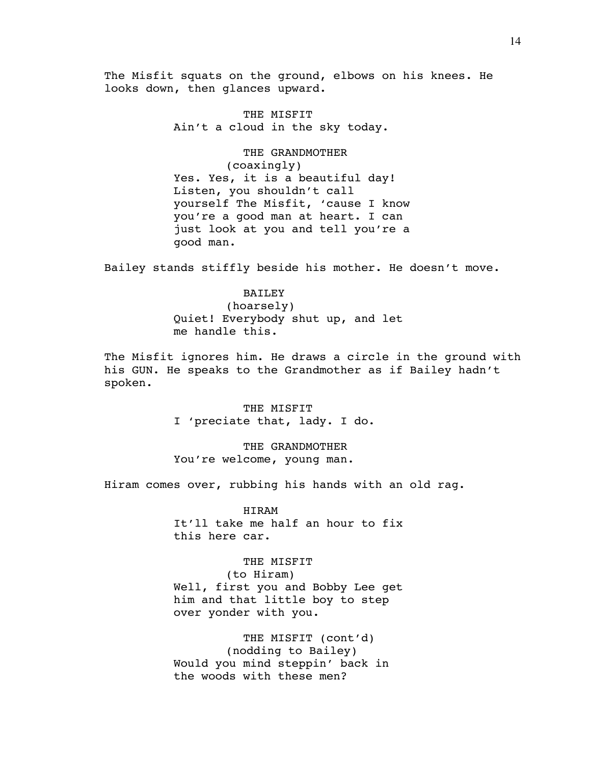The Misfit squats on the ground, elbows on his knees. He looks down, then glances upward.

THE MISFIT
Ain't a cloud in the sky today.

THE GRANDMOTHER
(coaxingly)
Yes. Yes, it is a beautiful day! Listen, you shouldn't call yourself The Misfit, 'cause I know you're a good man at heart. I can just look at you and tell you're a good man.

Bailey stands stiffly beside his mother. He doesn't move.

BAILEY
(hoarsely)
Quiet! Everybody shut up, and let me handle this.

The Misfit ignores him. He draws a circle in the ground with his GUN. He speaks to the Grandmother as if Bailey hadn't spoken.

THE MISFIT
I 'preciate that, lady. I do.

THE GRANDMOTHER
You're welcome, young man.

Hiram comes over, rubbing his hands with an old rag.

HIRAM
It'll take me half an hour to fix this here car.

THE MISFIT
(to Hiram)
Well, first you and Bobby Lee get him and that little boy to step over yonder with you.

THE MISFIT (cont'd)
(nodding to Bailey)
Would you mind steppin' back in the woods with these men?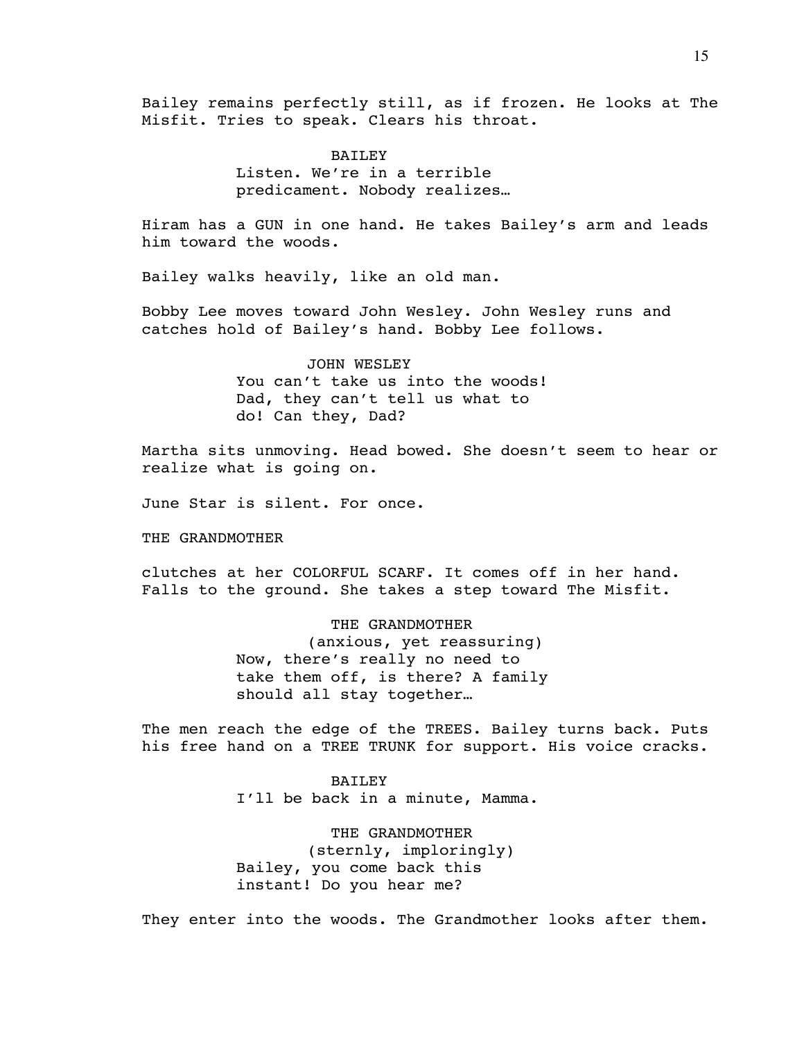Bailey remains perfectly still, as if frozen. He looks at The Misfit. Tries to speak. Clears his throat.

BAILEY

Listen. We're in a terrible predicament. Nobody realizes…

Hiram has a GUN in one hand. He takes Bailey's arm and leads him toward the woods.

Bailey walks heavily, like an old man.

Bobby Lee moves toward John Wesley. John Wesley runs and catches hold of Bailey's hand. Bobby Lee follows.

JOHN WESLEY

You can't take us into the woods! Dad, they can't tell us what to do! Can they, Dad?

Martha sits unmoving. Head bowed. She doesn't seem to hear or realize what is going on.

June Star is silent. For once.

THE GRANDMOTHER

clutches at her COLORFUL SCARF. It comes off in her hand. Falls to the ground. She takes a step toward The Misfit.

THE GRANDMOTHER

(anxious, yet reassuring)

Now, there's really no need to take them off, is there? A family should all stay together…

The men reach the edge of the TREES. Bailey turns back. Puts his free hand on a TREE TRUNK for support. His voice cracks.

BAILEY

I'll be back in a minute, Mamma.

THE GRANDMOTHER

(sternly, imploringly)

Bailey, you come back this instant! Do you hear me?

They enter into the woods. The Grandmother looks after them.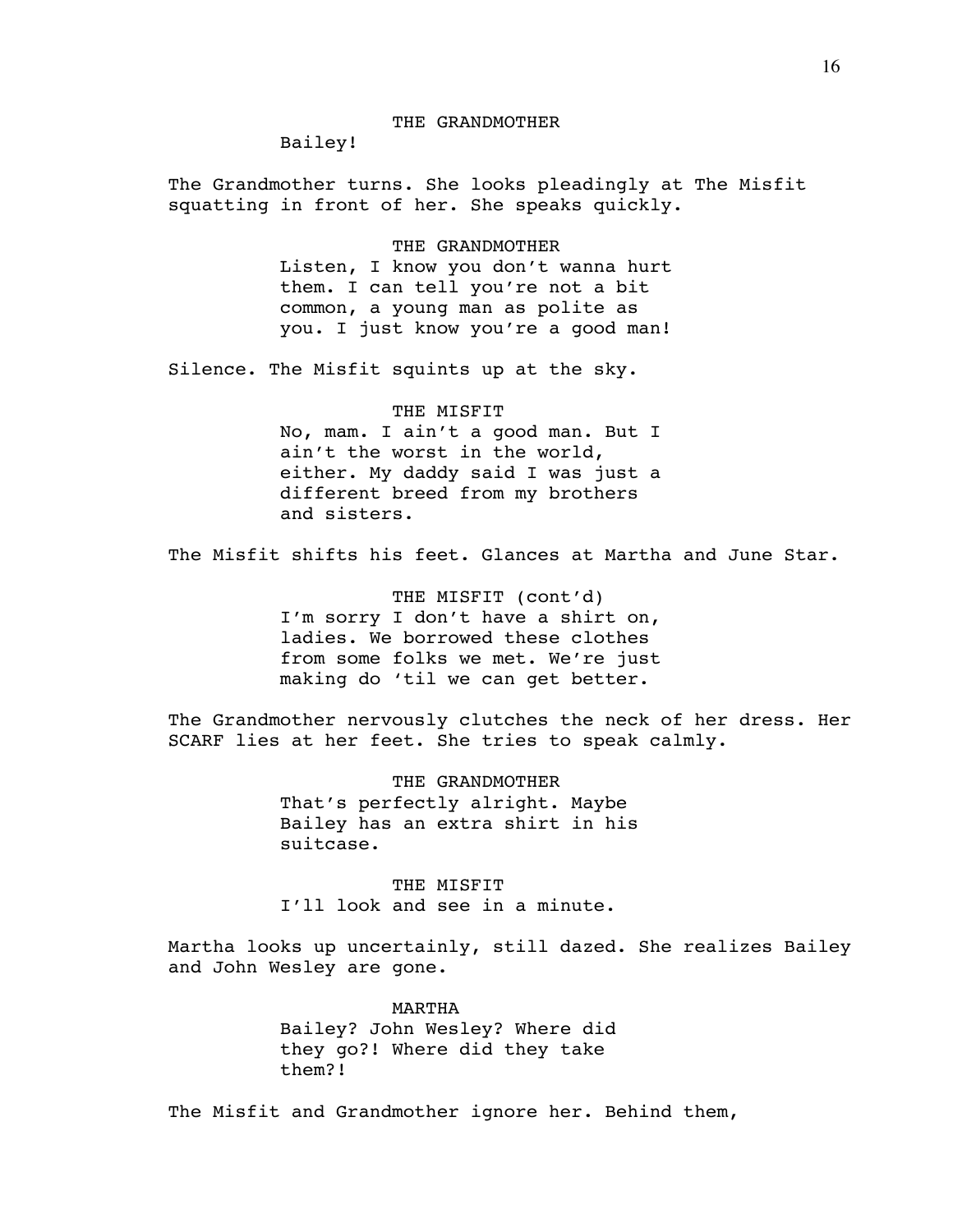THE GRANDMOTHER

Bailey!

The Grandmother turns. She looks pleadingly at The Misfit squatting in front of her. She speaks quickly.

THE GRANDMOTHER

Listen, I know you don't wanna hurt them. I can tell you're not a bit common, a young man as polite as you. I just know you're a good man!

Silence. The Misfit squints up at the sky.

THE MISFIT

No, mam. I ain't a good man. But I ain't the worst in the world, either. My daddy said I was just a different breed from my brothers and sisters.

The Misfit shifts his feet. Glances at Martha and June Star.

THE MISFIT (cont'd)

I'm sorry I don't have a shirt on, ladies. We borrowed these clothes from some folks we met. We're just making do 'til we can get better.

The Grandmother nervously clutches the neck of her dress. Her SCARF lies at her feet. She tries to speak calmly.

THE GRANDMOTHER

That's perfectly alright. Maybe Bailey has an extra shirt in his suitcase.

THE MISFIT

I'll look and see in a minute.

Martha looks up uncertainly, still dazed. She realizes Bailey and John Wesley are gone.

MARTHA

Bailey? John Wesley? Where did they go?! Where did they take them?!

The Misfit and Grandmother ignore her. Behind them,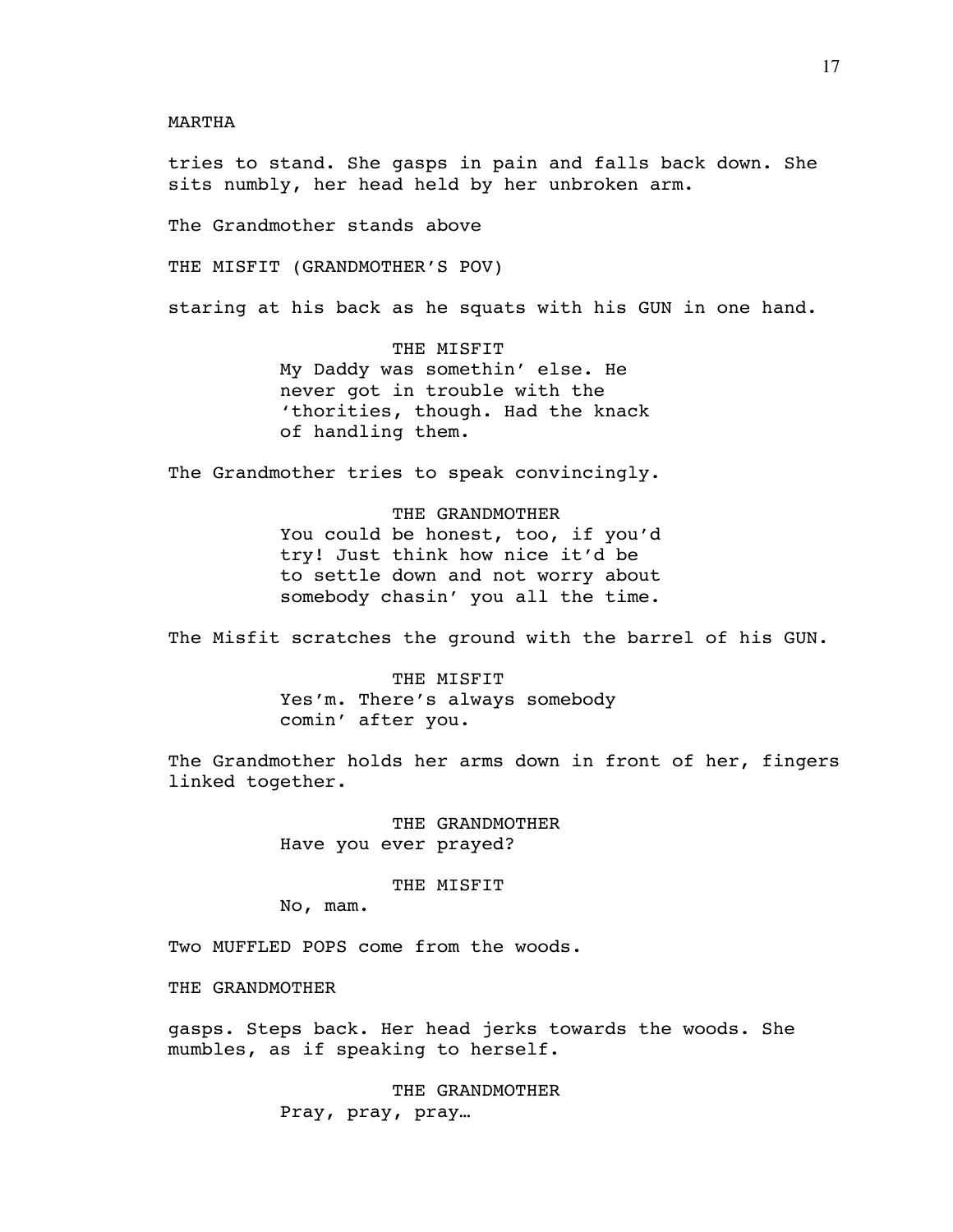MARTHA

tries to stand. She gasps in pain and falls back down. She sits numbly, her head held by her unbroken arm.

The Grandmother stands above

THE MISFIT (GRANDMOTHER'S POV)

staring at his back as he squats with his GUN in one hand.

THE MISFIT
My Daddy was somethin' else. He never got in trouble with the 'thorities, though. Had the knack of handling them.

The Grandmother tries to speak convincingly.

THE GRANDMOTHER
You could be honest, too, if you'd try! Just think how nice it'd be to settle down and not worry about somebody chasin' you all the time.

The Misfit scratches the ground with the barrel of his GUN.

THE MISFIT
Yes'm. There's always somebody comin' after you.

The Grandmother holds her arms down in front of her, fingers linked together.

THE GRANDMOTHER
Have you ever prayed?

THE MISFIT
No, mam.

Two MUFFLED POPS come from the woods.

THE GRANDMOTHER

gasps. Steps back. Her head jerks towards the woods. She mumbles, as if speaking to herself.

THE GRANDMOTHER
Pray, pray, pray…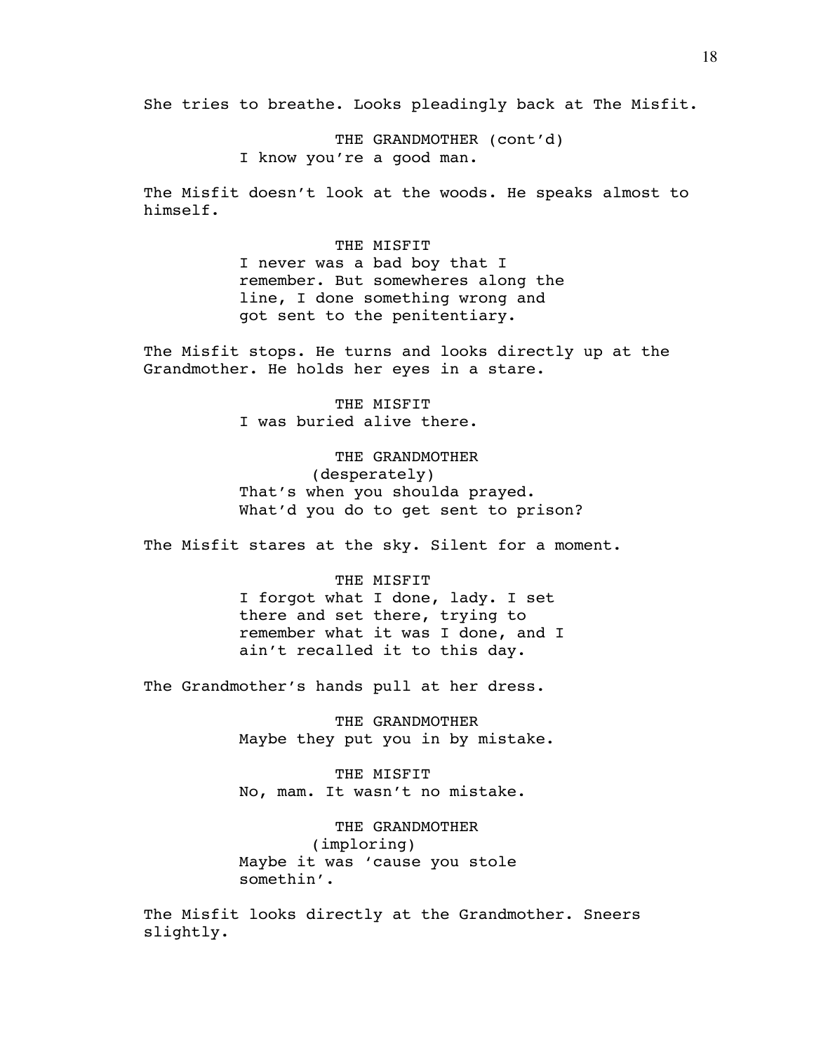She tries to breathe. Looks pleadingly back at The Misfit.

THE GRANDMOTHER (cont'd)
I know you're a good man.

The Misfit doesn't look at the woods. He speaks almost to himself.

THE MISFIT
I never was a bad boy that I remember. But somewheres along the line, I done something wrong and got sent to the penitentiary.

The Misfit stops. He turns and looks directly up at the Grandmother. He holds her eyes in a stare.

THE MISFIT
I was buried alive there.

THE GRANDMOTHER
(desperately)
That's when you shoulda prayed. What'd you do to get sent to prison?

The Misfit stares at the sky. Silent for a moment.

THE MISFIT
I forgot what I done, lady. I set there and set there, trying to remember what it was I done, and I ain't recalled it to this day.

The Grandmother's hands pull at her dress.

THE GRANDMOTHER
Maybe they put you in by mistake.

THE MISFIT
No, mam. It wasn't no mistake.

THE GRANDMOTHER
(imploring)
Maybe it was 'cause you stole somethin'.

The Misfit looks directly at the Grandmother. Sneers slightly.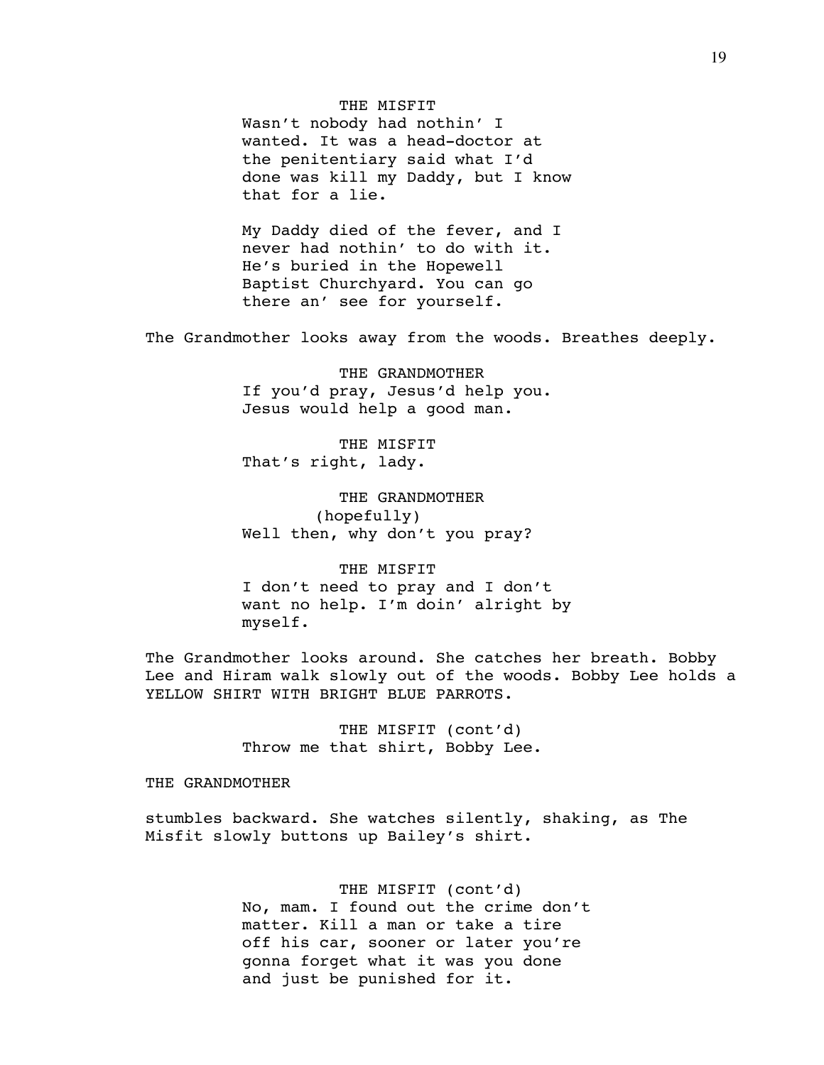THE MISFIT

Wasn't nobody had nothin' I wanted. It was a head-doctor at the penitentiary said what I'd done was kill my Daddy, but I know that for a lie.

My Daddy died of the fever, and I never had nothin' to do with it. He's buried in the Hopewell Baptist Churchyard. You can go there an' see for yourself.

The Grandmother looks away from the woods. Breathes deeply.

THE GRANDMOTHER

If you'd pray, Jesus'd help you. Jesus would help a good man.

THE MISFIT

That's right, lady.

THE GRANDMOTHER

(hopefully)

Well then, why don't you pray?

THE MISFIT

I don't need to pray and I don't want no help. I'm doin' alright by myself.

The Grandmother looks around. She catches her breath. Bobby Lee and Hiram walk slowly out of the woods. Bobby Lee holds a YELLOW SHIRT WITH BRIGHT BLUE PARROTS.

THE MISFIT (cont'd)

Throw me that shirt, Bobby Lee.

THE GRANDMOTHER

stumbles backward. She watches silently, shaking, as The Misfit slowly buttons up Bailey's shirt.

THE MISFIT (cont'd)

No, mam. I found out the crime don't matter. Kill a man or take a tire off his car, sooner or later you're gonna forget what it was you done and just be punished for it.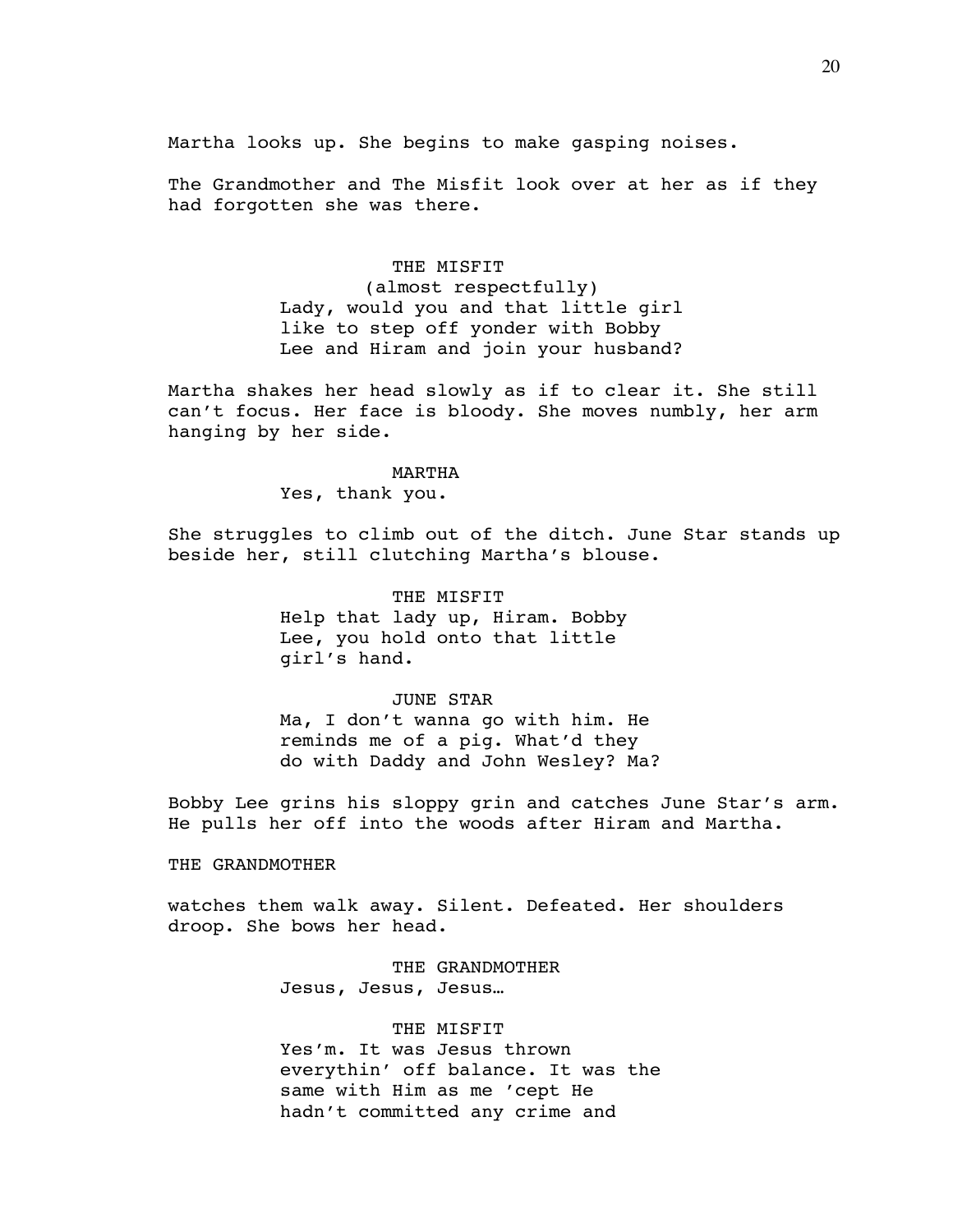Martha looks up. She begins to make gasping noises.

The Grandmother and The Misfit look over at her as if they had forgotten she was there.

THE MISFIT
(almost respectfully)
Lady, would you and that little girl like to step off yonder with Bobby Lee and Hiram and join your husband?

Martha shakes her head slowly as if to clear it. She still can't focus. Her face is bloody. She moves numbly, her arm hanging by her side.

MARTHA
Yes, thank you.

She struggles to climb out of the ditch. June Star stands up beside her, still clutching Martha's blouse.

THE MISFIT
Help that lady up, Hiram. Bobby Lee, you hold onto that little girl's hand.

JUNE STAR
Ma, I don't wanna go with him. He reminds me of a pig. What'd they do with Daddy and John Wesley? Ma?

Bobby Lee grins his sloppy grin and catches June Star's arm. He pulls her off into the woods after Hiram and Martha.

THE GRANDMOTHER

watches them walk away. Silent. Defeated. Her shoulders droop. She bows her head.

THE GRANDMOTHER
Jesus, Jesus, Jesus…

THE MISFIT
Yes'm. It was Jesus thrown everythin' off balance. It was the same with Him as me 'cept He hadn't committed any crime and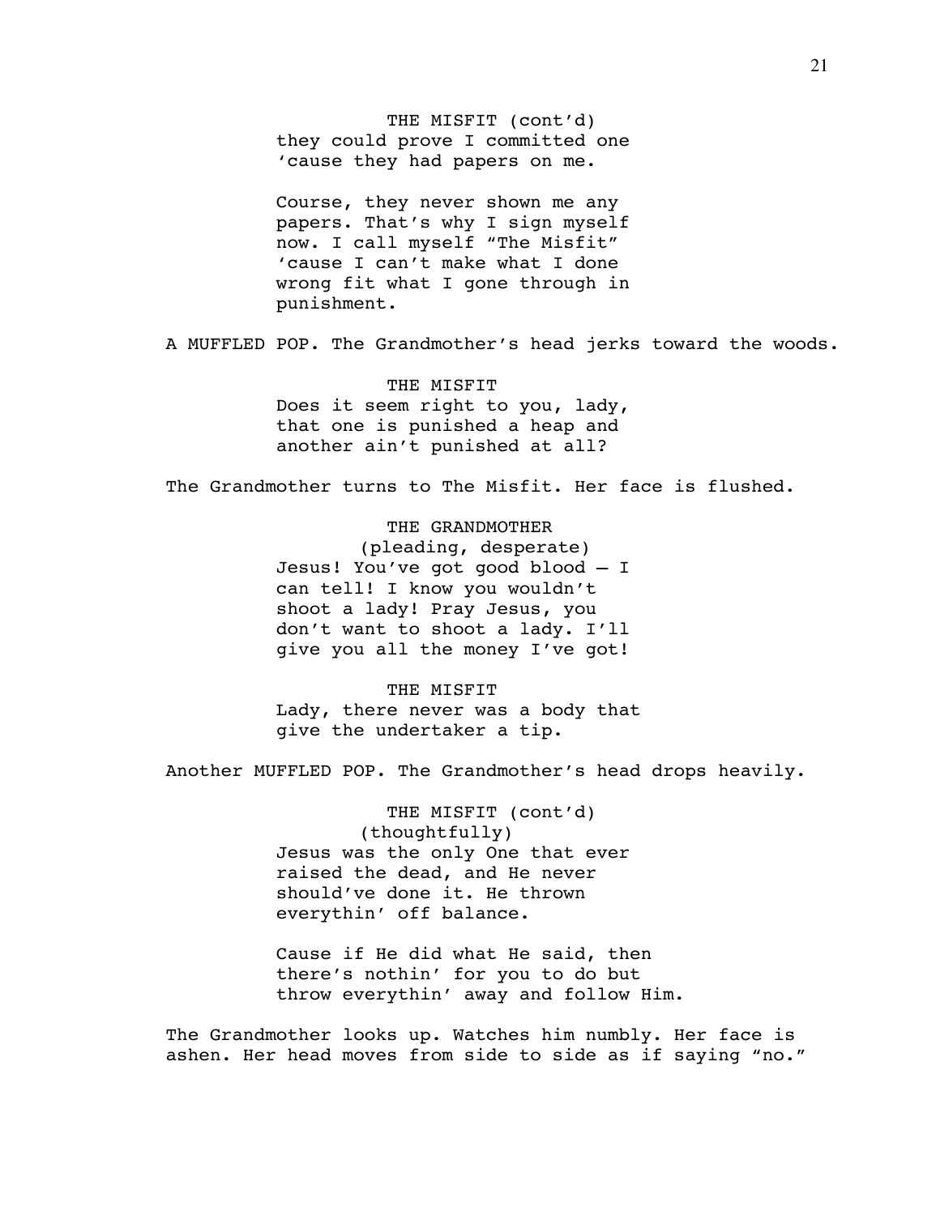THE MISFIT (cont'd)
they could prove I committed one
'cause they had papers on me.

Course, they never shown me any
papers. That's why I sign myself
now. I call myself "The Misfit"
'cause I can't make what I done
wrong fit what I gone through in
punishment.

A MUFFLED POP. The Grandmother's head jerks toward the woods.

THE MISFIT
Does it seem right to you, lady,
that one is punished a heap and
another ain't punished at all?

The Grandmother turns to The Misfit. Her face is flushed.

THE GRANDMOTHER
(pleading, desperate)
Jesus! You've got good blood – I
can tell! I know you wouldn't
shoot a lady! Pray Jesus, you
don't want to shoot a lady. I'll
give you all the money I've got!

THE MISFIT
Lady, there never was a body that
give the undertaker a tip.

Another MUFFLED POP. The Grandmother's head drops heavily.

THE MISFIT (cont'd)
(thoughtfully)
Jesus was the only One that ever
raised the dead, and He never
should've done it. He thrown
everythin' off balance.

Cause if He did what He said, then
there's nothin' for you to do but
throw everythin' away and follow Him.

The Grandmother looks up. Watches him numbly. Her face is
ashen. Her head moves from side to side as if saying "no."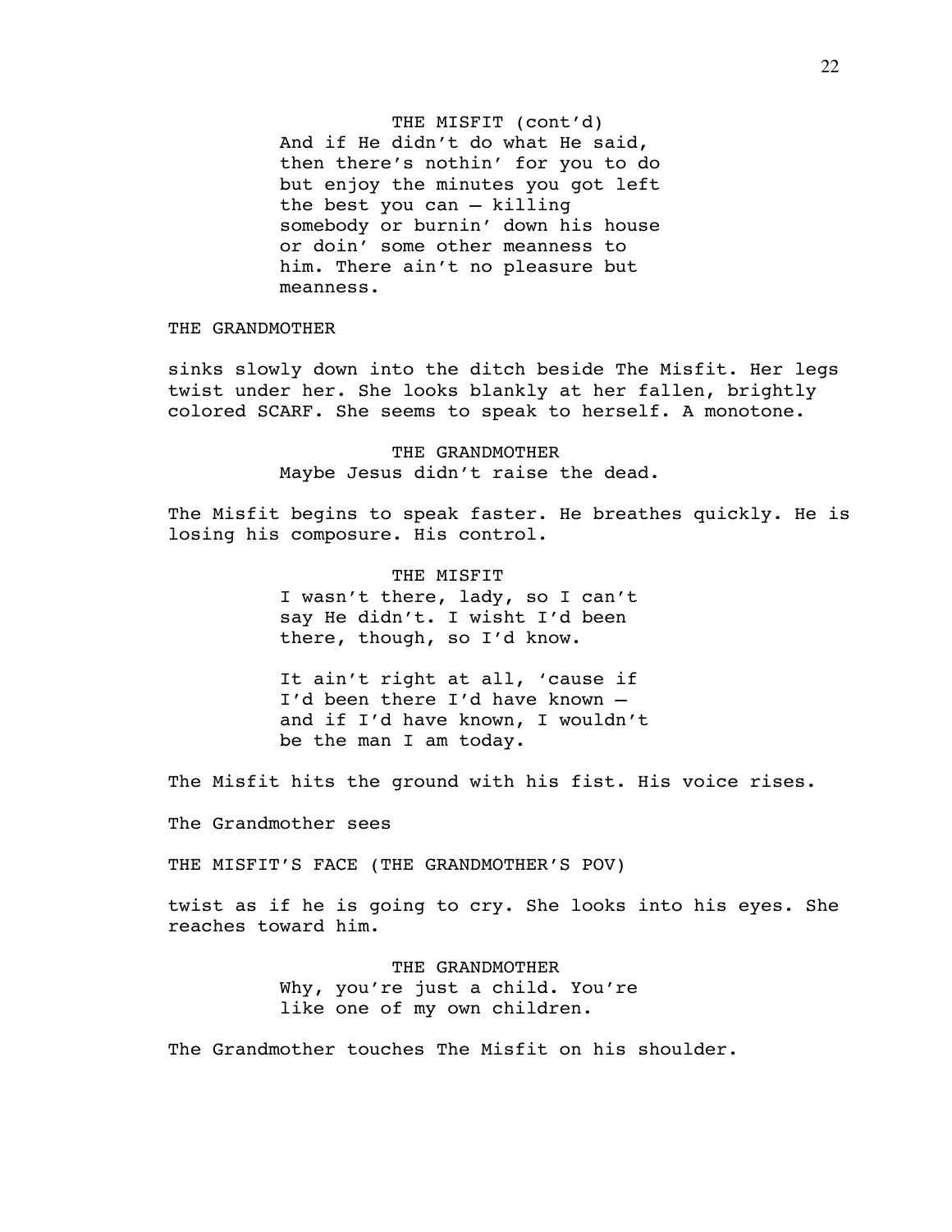THE MISFIT (cont'd)
And if He didn't do what He said, then there's nothin' for you to do but enjoy the minutes you got left the best you can – killing somebody or burnin' down his house or doin' some other meanness to him. There ain't no pleasure but meanness.

THE GRANDMOTHER

sinks slowly down into the ditch beside The Misfit. Her legs twist under her. She looks blankly at her fallen, brightly colored SCARF. She seems to speak to herself. A monotone.

THE GRANDMOTHER
Maybe Jesus didn't raise the dead.

The Misfit begins to speak faster. He breathes quickly. He is losing his composure. His control.

THE MISFIT
I wasn't there, lady, so I can't say He didn't. I wisht I'd been there, though, so I'd know.

It ain't right at all, 'cause if I'd been there I'd have known – and if I'd have known, I wouldn't be the man I am today.

The Misfit hits the ground with his fist. His voice rises.

The Grandmother sees

THE MISFIT'S FACE (THE GRANDMOTHER'S POV)

twist as if he is going to cry. She looks into his eyes. She reaches toward him.

THE GRANDMOTHER
Why, you're just a child. You're like one of my own children.

The Grandmother touches The Misfit on his shoulder.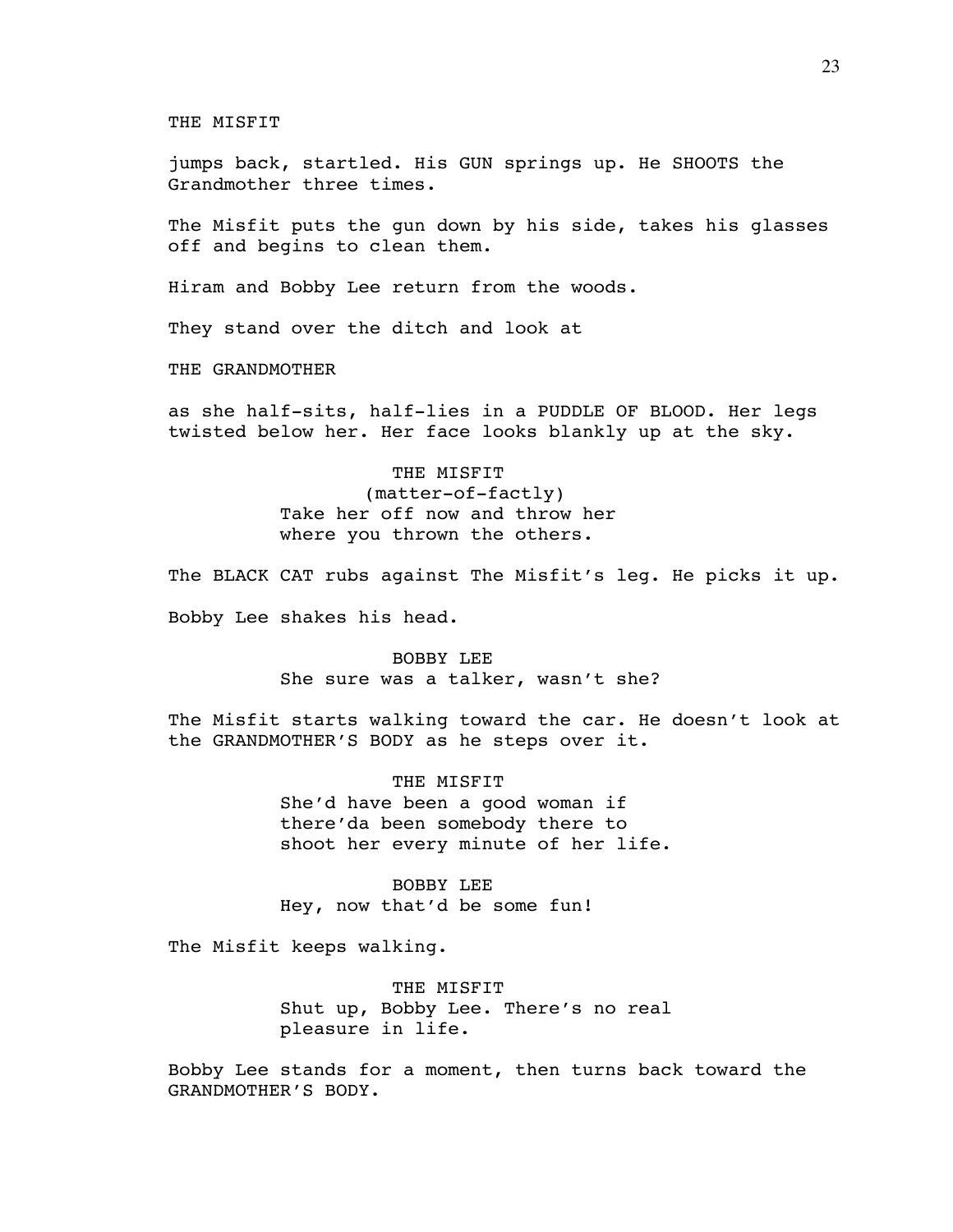THE MISFIT

jumps back, startled. His GUN springs up. He SHOOTS the Grandmother three times.

The Misfit puts the gun down by his side, takes his glasses off and begins to clean them.

Hiram and Bobby Lee return from the woods.

They stand over the ditch and look at

THE GRANDMOTHER

as she half-sits, half-lies in a PUDDLE OF BLOOD. Her legs twisted below her. Her face looks blankly up at the sky.

THE MISFIT
(matter-of-factly)
Take her off now and throw her where you thrown the others.

The BLACK CAT rubs against The Misfit's leg. He picks it up.

Bobby Lee shakes his head.

BOBBY LEE
She sure was a talker, wasn't she?

The Misfit starts walking toward the car. He doesn't look at the GRANDMOTHER'S BODY as he steps over it.

THE MISFIT
She'd have been a good woman if there'da been somebody there to shoot her every minute of her life.

BOBBY LEE
Hey, now that'd be some fun!

The Misfit keeps walking.

THE MISFIT
Shut up, Bobby Lee. There's no real pleasure in life.

Bobby Lee stands for a moment, then turns back toward the GRANDMOTHER'S BODY.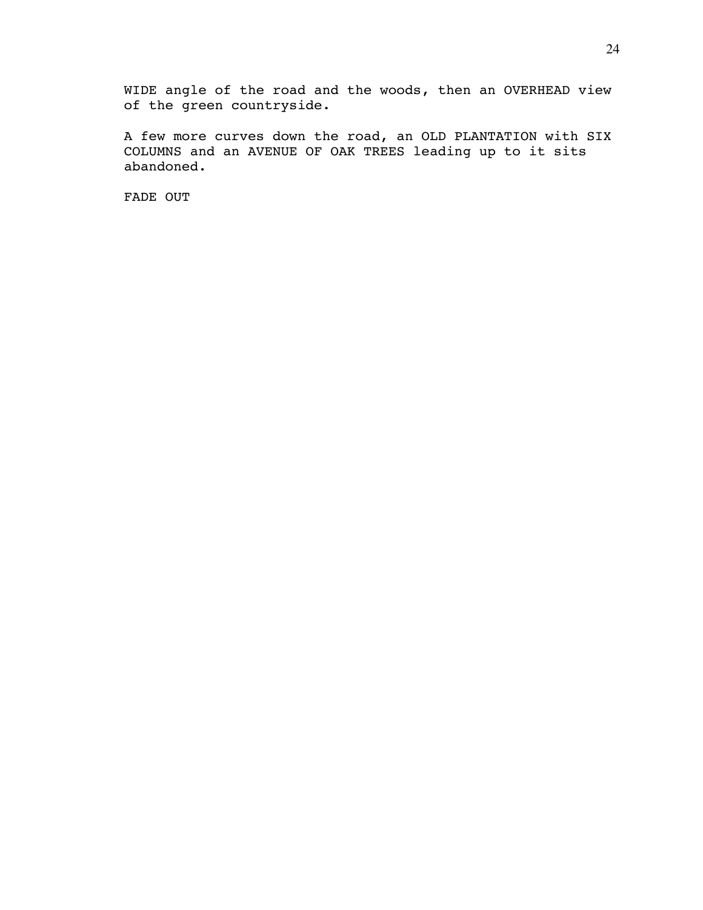WIDE angle of the road and the woods, then an OVERHEAD view of the green countryside.

A few more curves down the road, an OLD PLANTATION with SIX COLUMNS and an AVENUE OF OAK TREES leading up to it sits abandoned.

FADE OUT